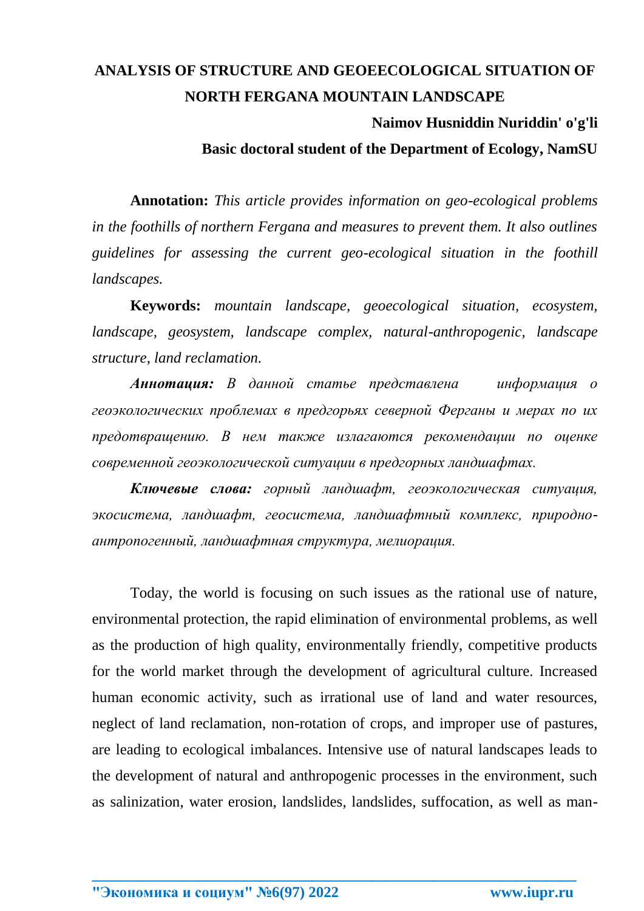# ANALYSIS OF STRUCTURE AND GEOEECOLOGICAL SITUATION OF NORTH FERGANA MOUNTAIN LANDSCAPE

**Naimov Husniddin Nuriddin' o'g'li**

**Basic doctoral student of the Department of Ecology, NamSU**

**Annotation:** *This article provides information on geo-ecological problems in the foothills of northern Fergana and measures to prevent them. It also outlines guidelines for assessing the current geo-ecological situation in the foothill landscapes.*

**Keywords:** *mountain landscape, geoecological situation, ecosystem, landscape, geosystem, landscape complex, natural-anthropogenic, landscape structure, land reclamation.*

***Аннотация:*** *В данной статье представлена информация о геоэкологических проблемах в предгорьях северной Ферганы и мерах по их предотвращению. В нем также излагаются рекомендации по оценке современной геоэкологической ситуации в предгорных ландшафтах.*

***Ключевые слова:*** *горный ландшафт, геоэкологическая ситуация, экосистема, ландшафт, геосистема, ландшафтный комплекс, природно-антропогенный, ландшафтная структура, мелиорация.*

Today, the world is focusing on such issues as the rational use of nature, environmental protection, the rapid elimination of environmental problems, as well as the production of high quality, environmentally friendly, competitive products for the world market through the development of agricultural culture. Increased human economic activity, such as irrational use of land and water resources, neglect of land reclamation, non-rotation of crops, and improper use of pastures, are leading to ecological imbalances. Intensive use of natural landscapes leads to the development of natural and anthropogenic processes in the environment, such as salinization, water erosion, landslides, landslides, suffocation, as well as man-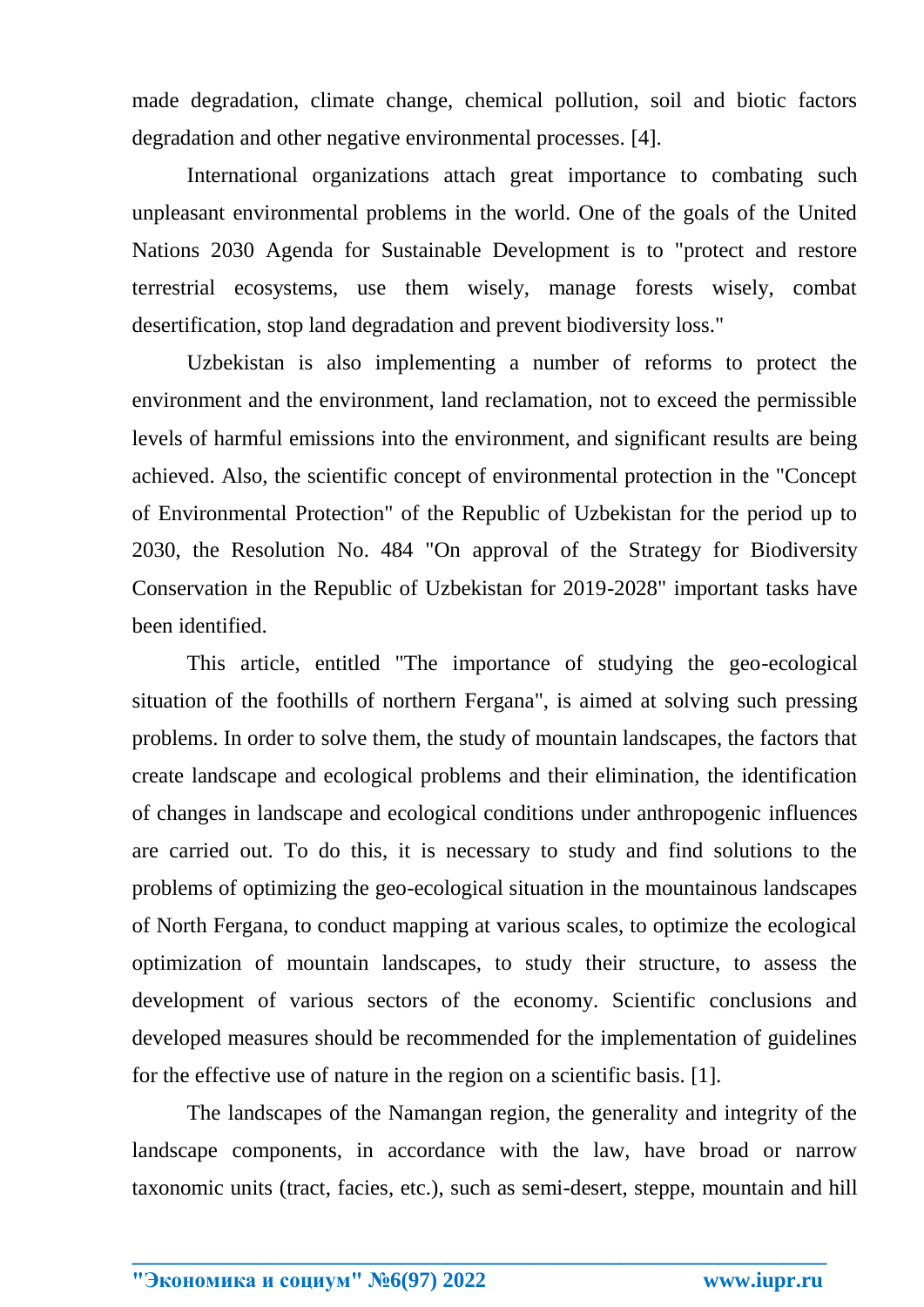made degradation, climate change, chemical pollution, soil and biotic factors degradation and other negative environmental processes. [4].

International organizations attach great importance to combating such unpleasant environmental problems in the world. One of the goals of the United Nations 2030 Agenda for Sustainable Development is to "protect and restore terrestrial ecosystems, use them wisely, manage forests wisely, combat desertification, stop land degradation and prevent biodiversity loss."

Uzbekistan is also implementing a number of reforms to protect the environment and the environment, land reclamation, not to exceed the permissible levels of harmful emissions into the environment, and significant results are being achieved. Also, the scientific concept of environmental protection in the "Concept of Environmental Protection" of the Republic of Uzbekistan for the period up to 2030, the Resolution No. 484 "On approval of the Strategy for Biodiversity Conservation in the Republic of Uzbekistan for 2019-2028" important tasks have been identified.

This article, entitled "The importance of studying the geo-ecological situation of the foothills of northern Fergana", is aimed at solving such pressing problems. In order to solve them, the study of mountain landscapes, the factors that create landscape and ecological problems and their elimination, the identification of changes in landscape and ecological conditions under anthropogenic influences are carried out. To do this, it is necessary to study and find solutions to the problems of optimizing the geo-ecological situation in the mountainous landscapes of North Fergana, to conduct mapping at various scales, to optimize the ecological optimization of mountain landscapes, to study their structure, to assess the development of various sectors of the economy. Scientific conclusions and developed measures should be recommended for the implementation of guidelines for the effective use of nature in the region on a scientific basis. [1].

The landscapes of the Namangan region, the generality and integrity of the landscape components, in accordance with the law, have broad or narrow taxonomic units (tract, facies, etc.), such as semi-desert, steppe, mountain and hill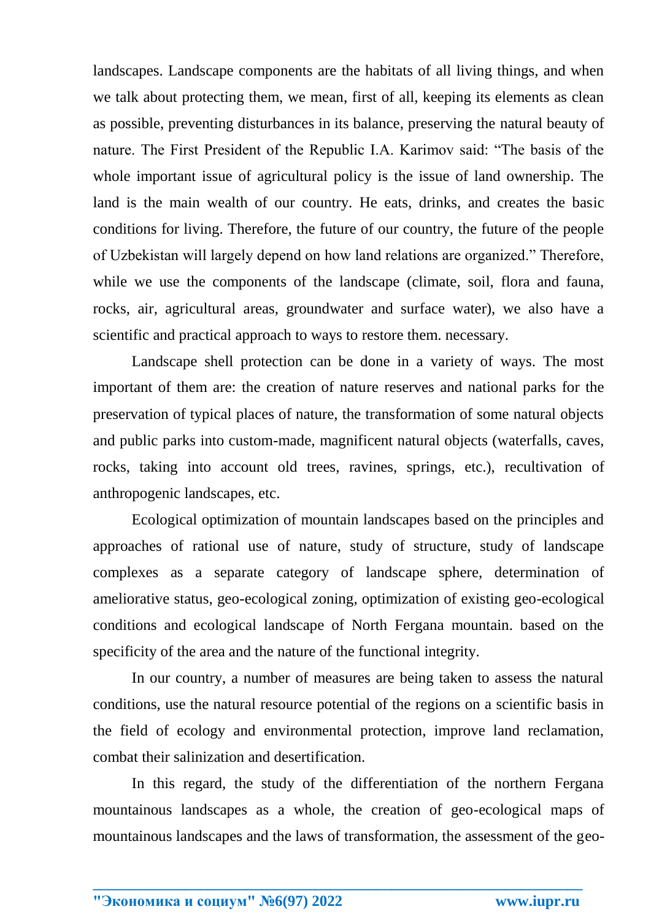landscapes. Landscape components are the habitats of all living things, and when we talk about protecting them, we mean, first of all, keeping its elements as clean as possible, preventing disturbances in its balance, preserving the natural beauty of nature. The First President of the Republic I.A. Karimov said: "The basis of the whole important issue of agricultural policy is the issue of land ownership. The land is the main wealth of our country. He eats, drinks, and creates the basic conditions for living. Therefore, the future of our country, the future of the people of Uzbekistan will largely depend on how land relations are organized." Therefore, while we use the components of the landscape (climate, soil, flora and fauna, rocks, air, agricultural areas, groundwater and surface water), we also have a scientific and practical approach to ways to restore them. necessary.

Landscape shell protection can be done in a variety of ways. The most important of them are: the creation of nature reserves and national parks for the preservation of typical places of nature, the transformation of some natural objects and public parks into custom-made, magnificent natural objects (waterfalls, caves, rocks, taking into account old trees, ravines, springs, etc.), recultivation of anthropogenic landscapes, etc.

Ecological optimization of mountain landscapes based on the principles and approaches of rational use of nature, study of structure, study of landscape complexes as a separate category of landscape sphere, determination of ameliorative status, geo-ecological zoning, optimization of existing geo-ecological conditions and ecological landscape of North Fergana mountain. based on the specificity of the area and the nature of the functional integrity.

In our country, a number of measures are being taken to assess the natural conditions, use the natural resource potential of the regions on a scientific basis in the field of ecology and environmental protection, improve land reclamation, combat their salinization and desertification.

In this regard, the study of the differentiation of the northern Fergana mountainous landscapes as a whole, the creation of geo-ecological maps of mountainous landscapes and the laws of transformation, the assessment of the geo-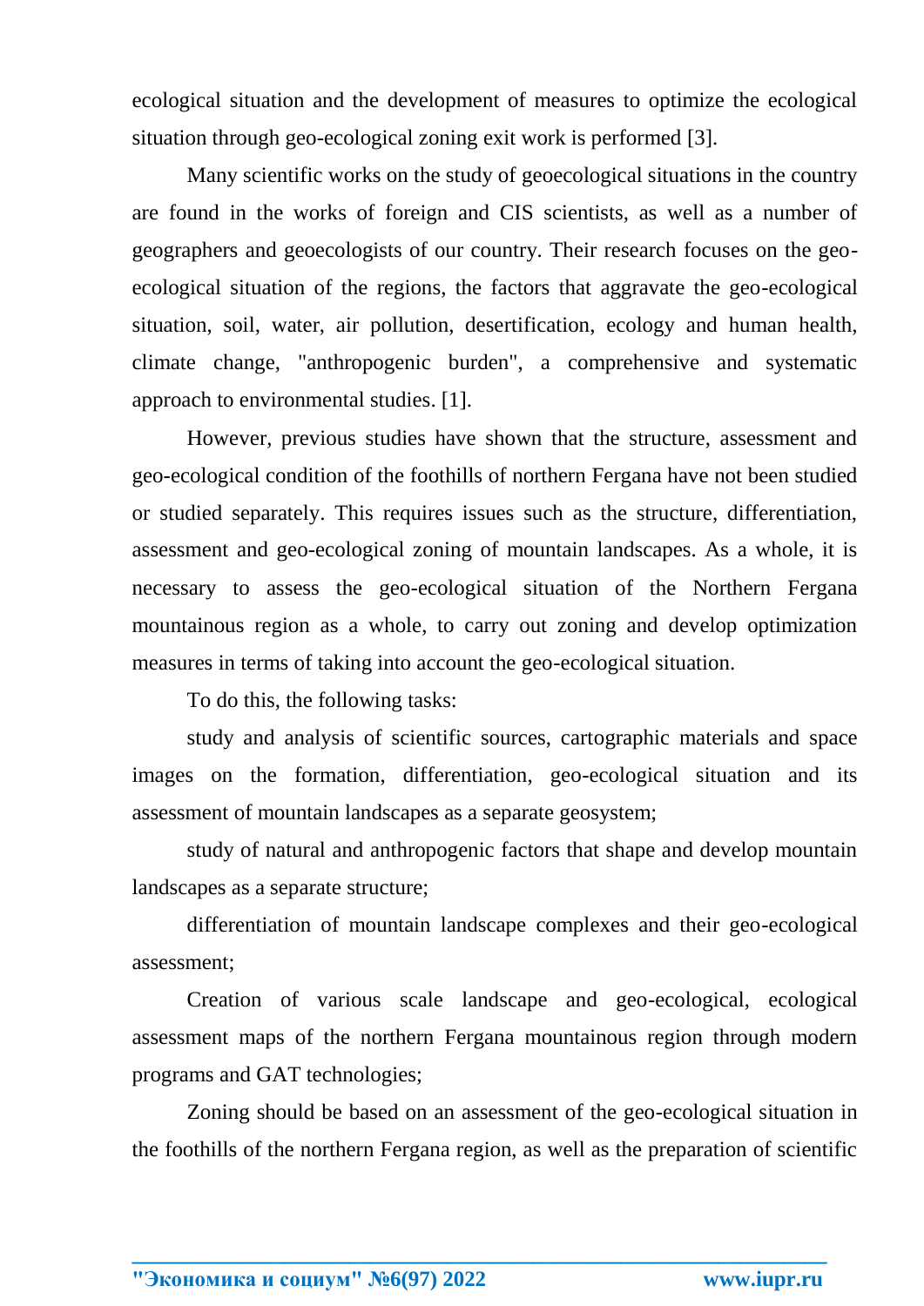ecological situation and the development of measures to optimize the ecological situation through geo-ecological zoning exit work is performed [3].

Many scientific works on the study of geoecological situations in the country are found in the works of foreign and CIS scientists, as well as a number of geographers and geoecologists of our country. Their research focuses on the geo-ecological situation of the regions, the factors that aggravate the geo-ecological situation, soil, water, air pollution, desertification, ecology and human health, climate change, "anthropogenic burden", a comprehensive and systematic approach to environmental studies. [1].

However, previous studies have shown that the structure, assessment and geo-ecological condition of the foothills of northern Fergana have not been studied or studied separately. This requires issues such as the structure, differentiation, assessment and geo-ecological zoning of mountain landscapes. As a whole, it is necessary to assess the geo-ecological situation of the Northern Fergana mountainous region as a whole, to carry out zoning and develop optimization measures in terms of taking into account the geo-ecological situation.

To do this, the following tasks:

study and analysis of scientific sources, cartographic materials and space images on the formation, differentiation, geo-ecological situation and its assessment of mountain landscapes as a separate geosystem;

study of natural and anthropogenic factors that shape and develop mountain landscapes as a separate structure;

differentiation of mountain landscape complexes and their geo-ecological assessment;

Creation of various scale landscape and geo-ecological, ecological assessment maps of the northern Fergana mountainous region through modern programs and GAT technologies;

Zoning should be based on an assessment of the geo-ecological situation in the foothills of the northern Fergana region, as well as the preparation of scientific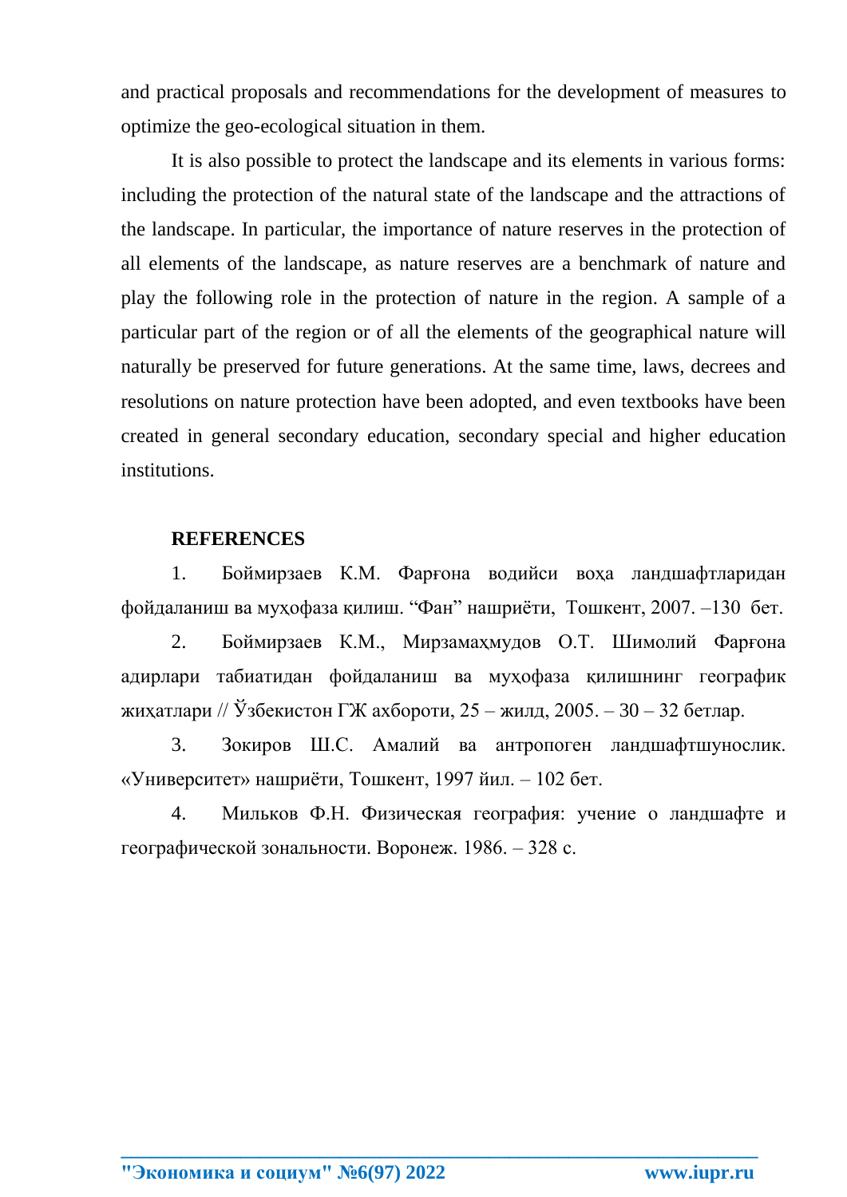and practical proposals and recommendations for the development of measures to optimize the geo-ecological situation in them.

It is also possible to protect the landscape and its elements in various forms: including the protection of the natural state of the landscape and the attractions of the landscape. In particular, the importance of nature reserves in the protection of all elements of the landscape, as nature reserves are a benchmark of nature and play the following role in the protection of nature in the region. A sample of a particular part of the region or of all the elements of the geographical nature will naturally be preserved for future generations. At the same time, laws, decrees and resolutions on nature protection have been adopted, and even textbooks have been created in general secondary education, secondary special and higher education institutions.

**REFERENCES**

1. Боймирзаев К.М. Фарғона водийси воҳа ландшафтларидан фойдаланиш ва муҳофаза қилиш. “Фан” нашриёти, Тошкент, 2007. –130 бет.
2. Боймирзаев К.М., Мирзамаҳмудов О.Т. Шимолий Фарғона адирлари табиатидан фойдаланиш ва муҳофаза қилишнинг географик жиҳатлари // Ўзбекистон ГЖ ахбороти, 25 – жилд, 2005. – 30 – 32 бетлар.
3. Зокиров Ш.С. Амалий ва антропоген ландшафтшунослик. «Университет» нашриёти, Тошкент, 1997 йил. – 102 бет.
4. Мильков Ф.Н. Физическая география: учение о ландшафте и географической зональности. Воронеж. 1986. – 328 с.